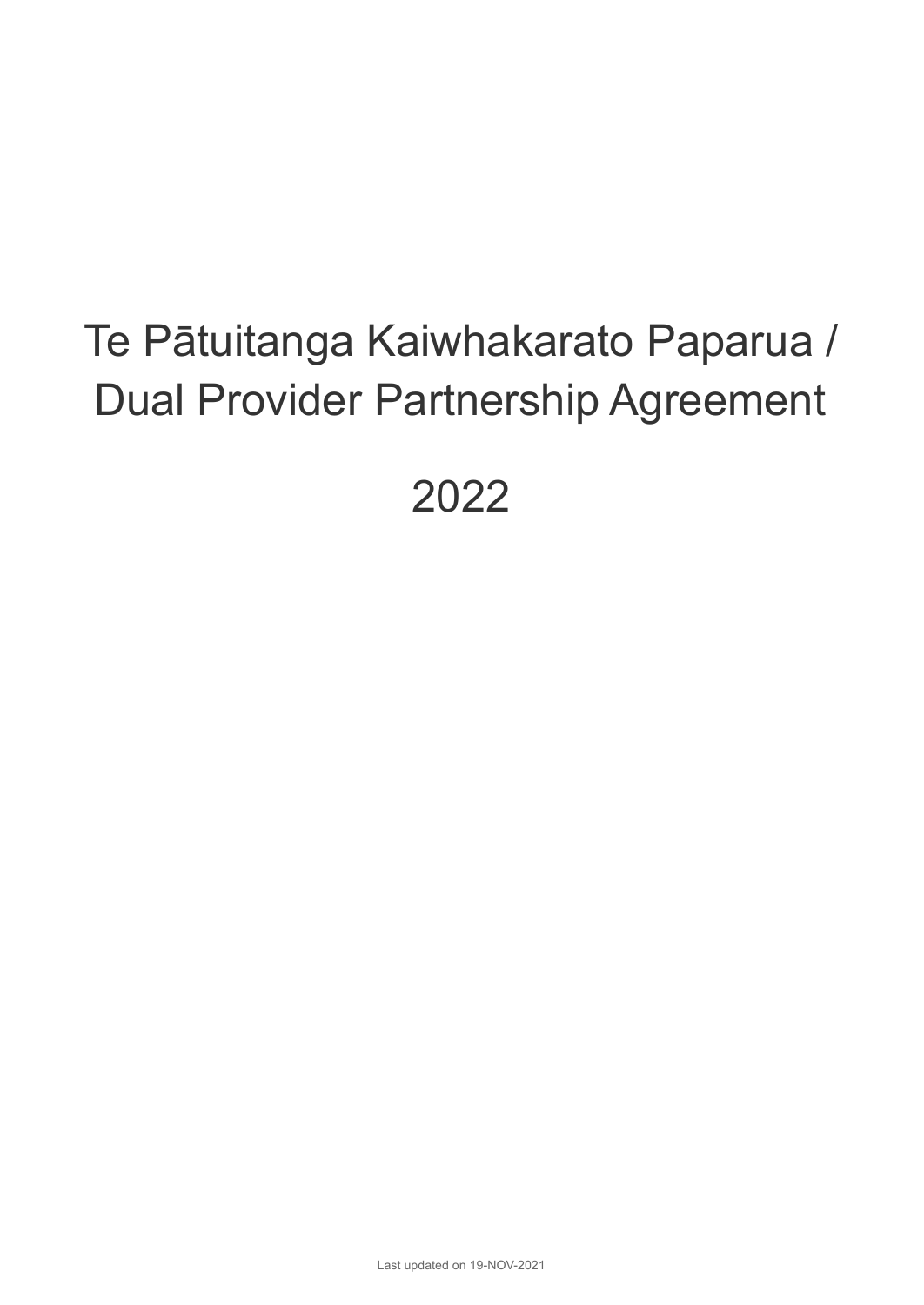# Te Pātuitanga Kaiwhakarato Paparua / Dual Provider Partnership Agreement

# 2022

Last updated on 19-NOV-2021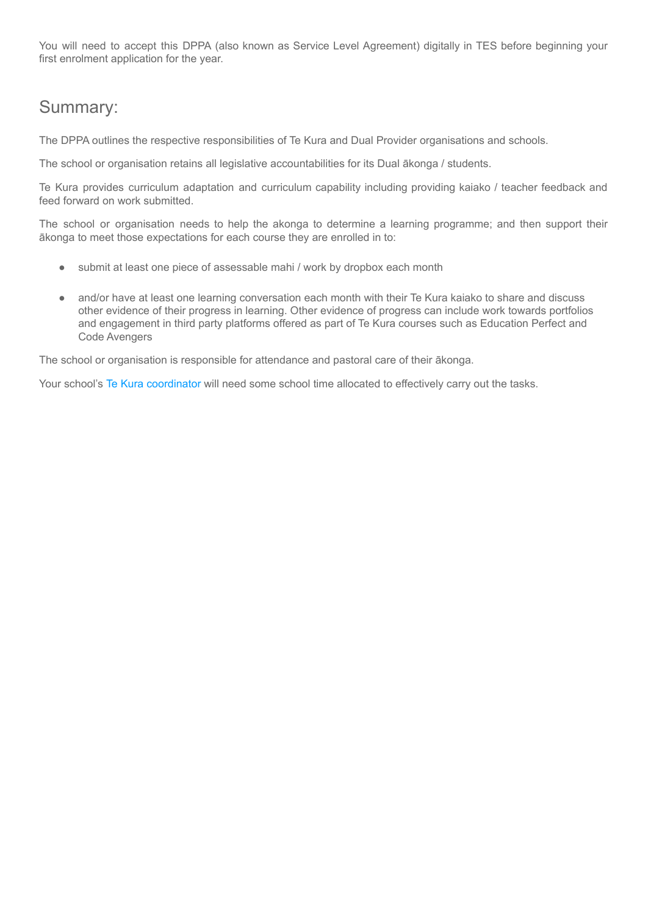You will need to accept this DPPA (also known as Service Level Agreement) digitally in TES before beginning your first enrolment application for the year.

## Summary:

The DPPA outlines the respective responsibilities of Te Kura and Dual Provider organisations and schools.

The school or organisation retains all legislative accountabilities for its Dual ākonga / students.

Te Kura provides curriculum adaptation and curriculum capability including providing kaiako / teacher feedback and feed forward on work submitted.

The school or organisation needs to help the akonga to determine a learning programme; and then support their ākonga to meet those expectations for each course they are enrolled in to:

- submit at least one piece of assessable mahi / work by dropbox each month
- and/or have at least one learning conversation each month with their Te Kura kaiako to share and discuss other evidence of their progress in learning. Other evidence of progress can include work towards portfolios and engagement in third party platforms offered as part of Te Kura courses such as Education Perfect and Code Avengers

The school or organisation is responsible for attendance and pastoral care of their ākonga.

Your school's Te Kura coordinator will need some school time allocated to effectively carry out the tasks.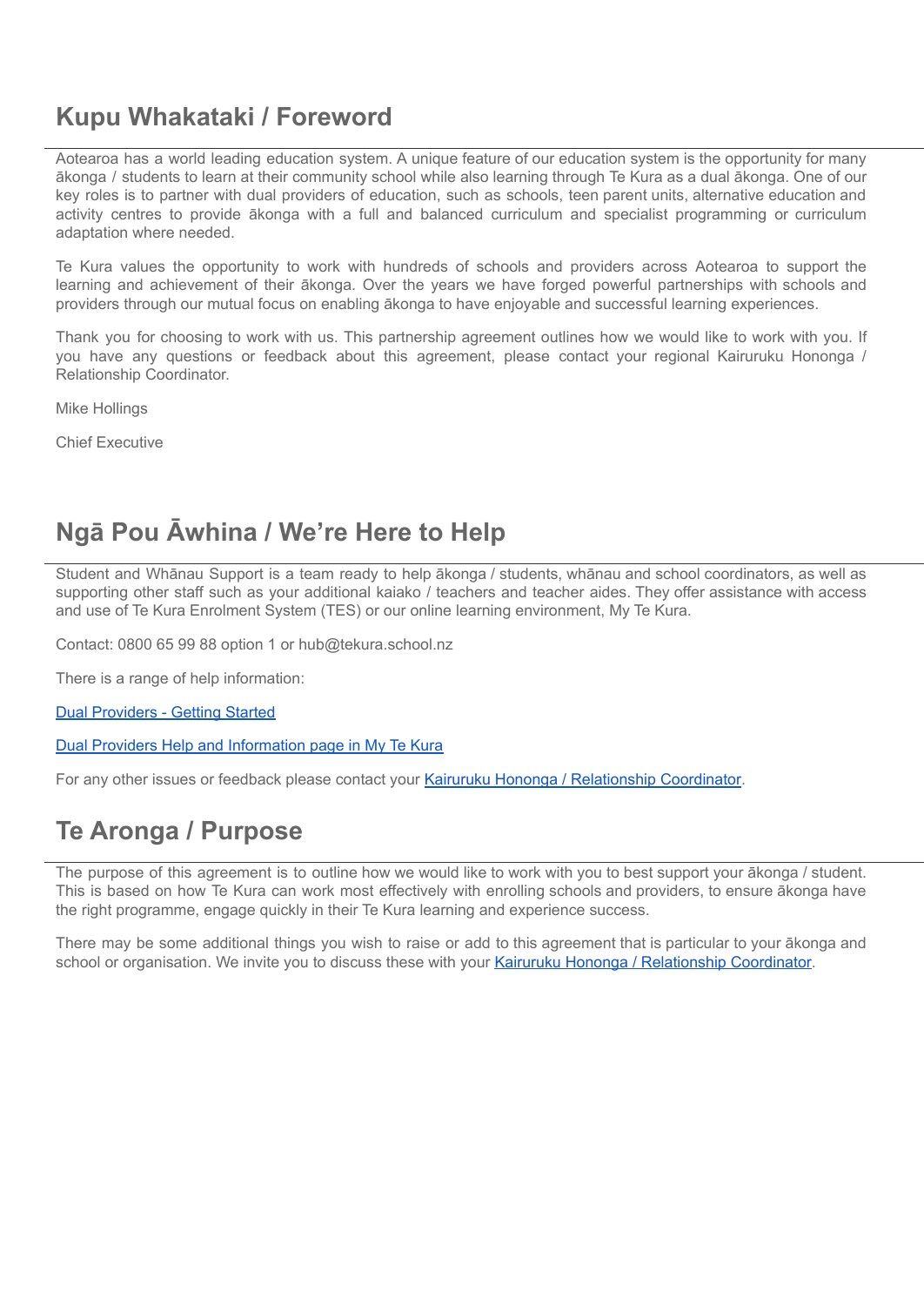## Kupu Whakataki / Foreword

Aotearoa has a world leading education system. A unique feature of our education system is the opportunity for many ākonga / students to learn at their community school while also learning through Te Kura as a dual ākonga. One of our key roles is to partner with dual providers of education, such as schools, teen parent units, alternative education and activity centres to provide ākonga with a full and balanced curriculum and specialist programming or curriculum adaptation where needed.

Te Kura values the opportunity to work with hundreds of schools and providers across Aotearoa to support the learning and achievement of their ākonga. Over the years we have forged powerful partnerships with schools and providers through our mutual focus on enabling ākonga to have enjoyable and successful learning experiences.

Thank you for choosing to work with us. This partnership agreement outlines how we would like to work with you. If you have any questions or feedback about this agreement, please contact your regional Kairuruku Hononga / Relationship Coordinator.

Mike Hollings

Chief Executive

## Ngā Pou Āwhina / We're Here to Help

Student and Whānau Support is a team ready to help ākonga / students, whānau and school coordinators, as well as supporting other staff such as your additional kaiako / teachers and teacher aides. They offer assistance with access and use of Te Kura Enrolment System (TES) or our online learning environment, My Te Kura.

Contact: 0800 65 99 88 option 1 or hub@tekura.school.nz

There is a range of help information:

Dual Providers - Getting Started

Dual Providers Help and Information page in My Te Kura

For any other issues or feedback please contact your Kairuruku Hononga / Relationship Coordinator.

## Te Aronga / Purpose

The purpose of this agreement is to outline how we would like to work with you to best support your ākonga / student. This is based on how Te Kura can work most effectively with enrolling schools and providers, to ensure ākonga have the right programme, engage quickly in their Te Kura learning and experience success.

There may be some additional things you wish to raise or add to this agreement that is particular to your ākonga and school or organisation. We invite you to discuss these with your Kairuruku Hononga / Relationship Coordinator.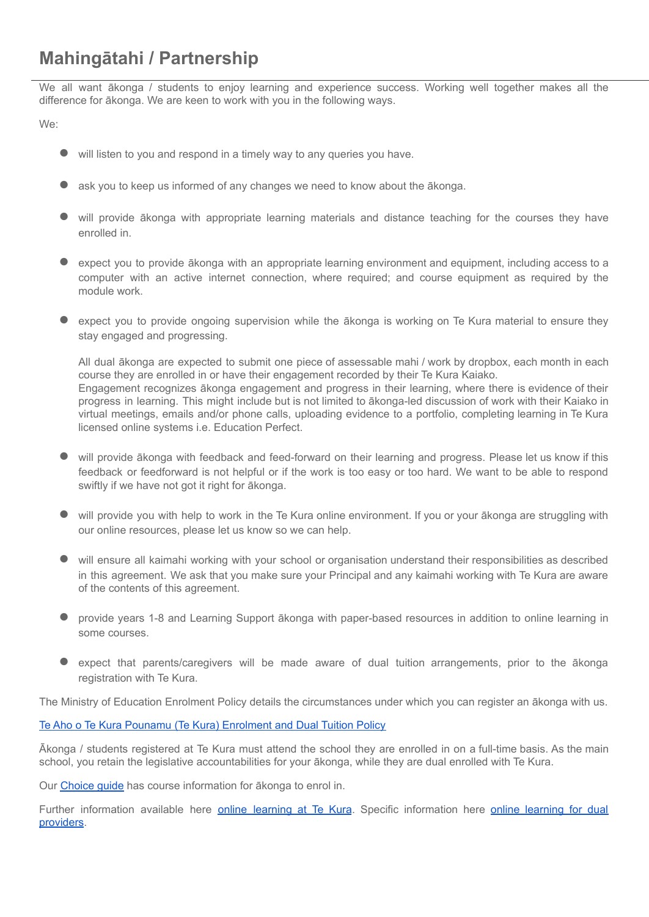# Mahingātahi / Partnership

We all want ākonga / students to enjoy learning and experience success. Working well together makes all the difference for ākonga. We are keen to work with you in the following ways.

We:

- will listen to you and respond in a timely way to any queries you have.

- ask you to keep us informed of any changes we need to know about the ākonga.

- will provide ākonga with appropriate learning materials and distance teaching for the courses they have enrolled in.

- expect you to provide ākonga with an appropriate learning environment and equipment, including access to a computer with an active internet connection, where required; and course equipment as required by the module work.

- expect you to provide ongoing supervision while the ākonga is working on Te Kura material to ensure they stay engaged and progressing.

  All dual ākonga are expected to submit one piece of assessable mahi / work by dropbox, each month in each course they are enrolled in or have their engagement recorded by their Te Kura Kaiako.
  Engagement recognizes ākonga engagement and progress in their learning, where there is evidence of their progress in learning. This might include but is not limited to ākonga-led discussion of work with their Kaiako in virtual meetings, emails and/or phone calls, uploading evidence to a portfolio, completing learning in Te Kura licensed online systems i.e. Education Perfect.

- will provide ākonga with feedback and feed-forward on their learning and progress. Please let us know if this feedback or feedforward is not helpful or if the work is too easy or too hard. We want to be able to respond swiftly if we have not got it right for ākonga.

- will provide you with help to work in the Te Kura online environment. If you or your ākonga are struggling with our online resources, please let us know so we can help.

- will ensure all kaimahi working with your school or organisation understand their responsibilities as described in this agreement. We ask that you make sure your Principal and any kaimahi working with Te Kura are aware of the contents of this agreement.

- provide years 1-8 and Learning Support ākonga with paper-based resources in addition to online learning in some courses.

- expect that parents/caregivers will be made aware of dual tuition arrangements, prior to the ākonga registration with Te Kura.

The Ministry of Education Enrolment Policy details the circumstances under which you can register an ākonga with us.

Te Aho o Te Kura Pounamu (Te Kura) Enrolment and Dual Tuition Policy

Ākonga / students registered at Te Kura must attend the school they are enrolled in on a full-time basis. As the main school, you retain the legislative accountabilities for your ākonga, while they are dual enrolled with Te Kura.

Our Choice guide has course information for ākonga to enrol in.

Further information available here online learning at Te Kura. Specific information here online learning for dual providers.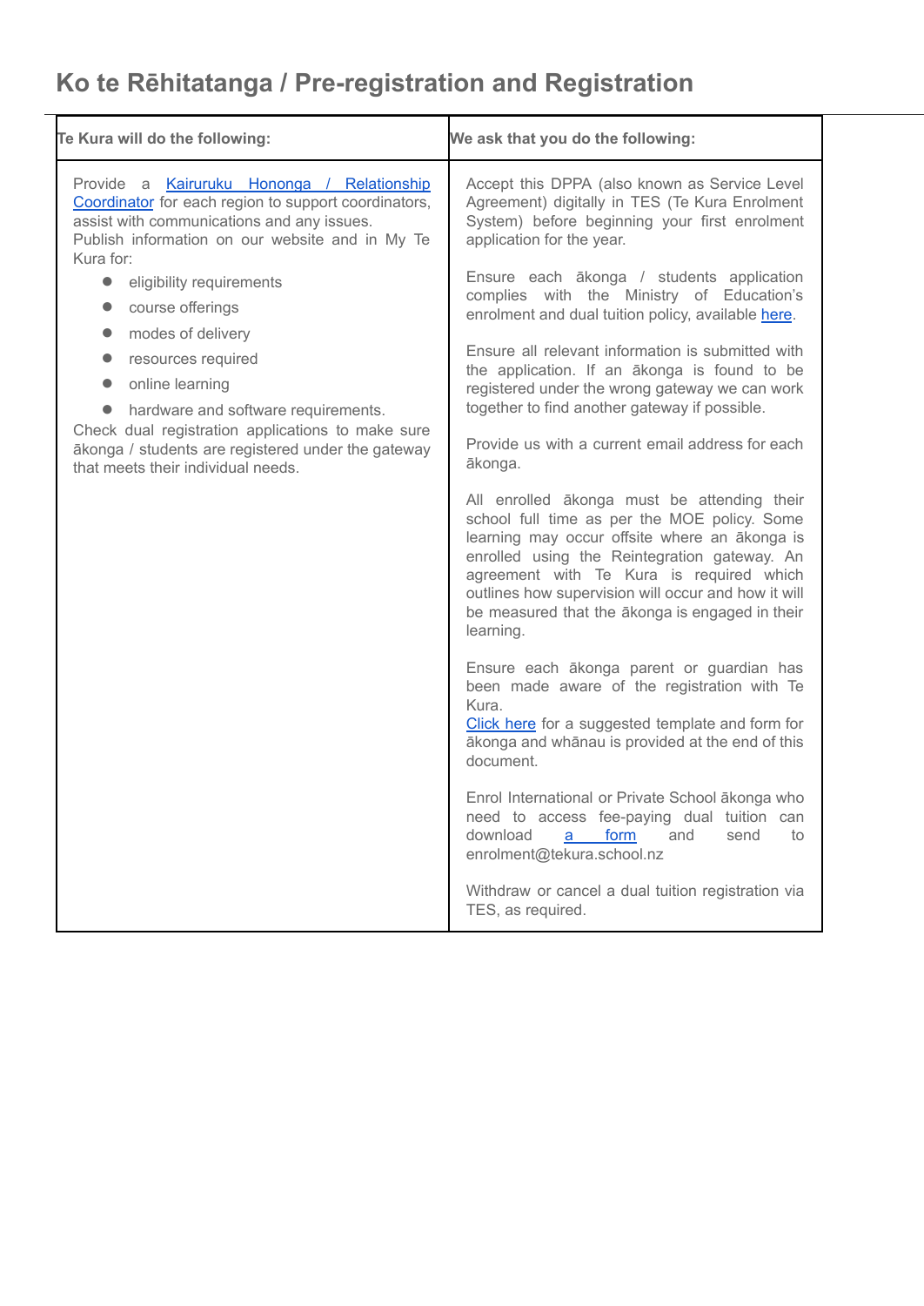# Ko te Rēhitatanga / Pre-registration and Registration

| Te Kura will do the following: | We ask that you do the following: |
| --- | --- |
| Provide a Kairuruku Hononga / Relationship Coordinator for each region to support coordinators, assist with communications and any issues.<br>Publish information on our website and in My Te Kura for:<br>• eligibility requirements<br>• course offerings<br>• modes of delivery<br>• resources required<br>• online learning<br>• hardware and software requirements.<br>Check dual registration applications to make sure ākonga / students are registered under the gateway that meets their individual needs. | Accept this DPPA (also known as Service Level Agreement) digitally in TES (Te Kura Enrolment System) before beginning your first enrolment application for the year.<br><br>Ensure each ākonga / students application complies with the Ministry of Education's enrolment and dual tuition policy, available here.<br><br>Ensure all relevant information is submitted with the application. If an ākonga is found to be registered under the wrong gateway we can work together to find another gateway if possible.<br><br>Provide us with a current email address for each ākonga.<br><br>All enrolled ākonga must be attending their school full time as per the MOE policy. Some learning may occur offsite where an ākonga is enrolled using the Reintegration gateway. An agreement with Te Kura is required which outlines how supervision will occur and how it will be measured that the ākonga is engaged in their learning.<br><br>Ensure each ākonga parent or guardian has been made aware of the registration with Te Kura.<br>Click here for a suggested template and form for ākonga and whānau is provided at the end of this document.<br><br>Enrol International or Private School ākonga who need to access fee-paying dual tuition can download a form and send to enrolment@tekura.school.nz<br><br>Withdraw or cancel a dual tuition registration via TES, as required. |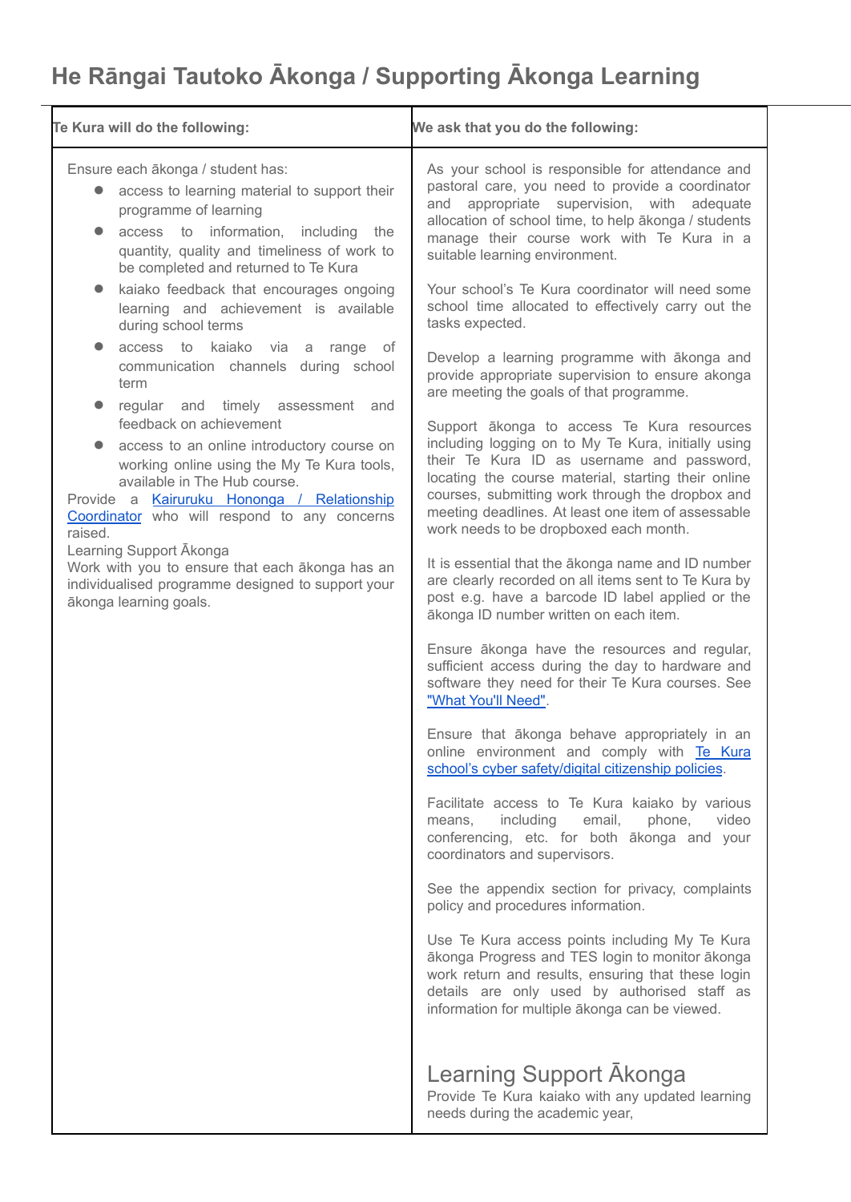## He Rāngai Tautoko Ākonga / Supporting Ākonga Learning

| Te Kura will do the following: | We ask that you do the following: |
| --- | --- |
| Ensure each ākonga / student has:<br>• access to learning material to support their programme of learning<br>• access to information, including the quantity, quality and timeliness of work to be completed and returned to Te Kura<br>• kaiako feedback that encourages ongoing learning and achievement is available during school terms<br>• access to kaiako via a range of communication channels during school term<br>• regular and timely assessment and feedback on achievement<br>• access to an online introductory course on working online using the My Te Kura tools, available in The Hub course.<br>Provide a Kairuruku Hononga / Relationship Coordinator who will respond to any concerns raised.<br>Learning Support Ākonga<br>Work with you to ensure that each ākonga has an individualised programme designed to support your ākonga learning goals. | As your school is responsible for attendance and pastoral care, you need to provide a coordinator and appropriate supervision, with adequate allocation of school time, to help ākonga / students manage their course work with Te Kura in a suitable learning environment.<br><br>Your school's Te Kura coordinator will need some school time allocated to effectively carry out the tasks expected.<br><br>Develop a learning programme with ākonga and provide appropriate supervision to ensure akonga are meeting the goals of that programme.<br><br>Support ākonga to access Te Kura resources including logging on to My Te Kura, initially using their Te Kura ID as username and password, locating the course material, starting their online courses, submitting work through the dropbox and meeting deadlines. At least one item of assessable work needs to be dropboxed each month.<br><br>It is essential that the ākonga name and ID number are clearly recorded on all items sent to Te Kura by post e.g. have a barcode ID label applied or the ākonga ID number written on each item.<br><br>Ensure ākonga have the resources and regular, sufficient access during the day to hardware and software they need for their Te Kura courses. See "What You'll Need".<br><br>Ensure that ākonga behave appropriately in an online environment and comply with Te Kura school's cyber safety/digital citizenship policies.<br><br>Facilitate access to Te Kura kaiako by various means, including email, phone, video conferencing, etc. for both ākonga and your coordinators and supervisors.<br><br>See the appendix section for privacy, complaints policy and procedures information.<br><br>Use Te Kura access points including My Te Kura ākonga Progress and TES login to monitor ākonga work return and results, ensuring that these login details are only used by authorised staff as information for multiple ākonga can be viewed.<br><br>**Learning Support Ākonga**<br>Provide Te Kura kaiako with any updated learning needs during the academic year, |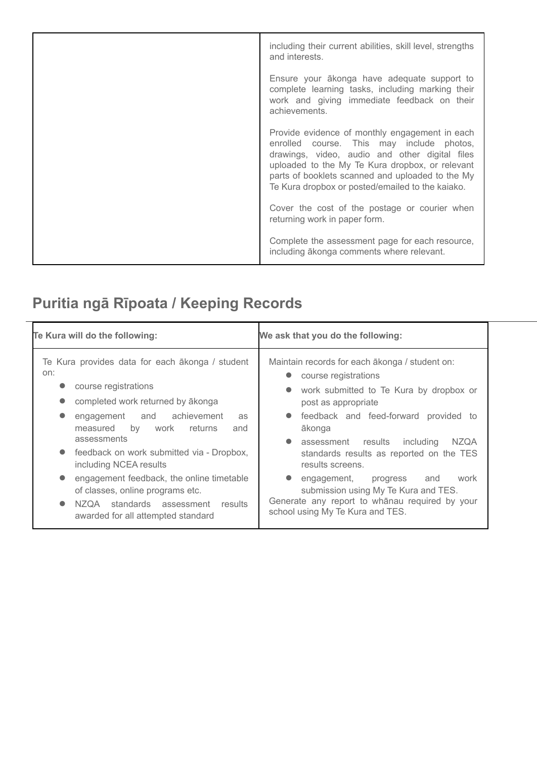| | |
|---|---|
| | including their current abilities, skill level, strengths and interests.<br><br>Ensure your ākonga have adequate support to complete learning tasks, including marking their work and giving immediate feedback on their achievements.<br><br>Provide evidence of monthly engagement in each enrolled course. This may include photos, drawings, video, audio and other digital files uploaded to the My Te Kura dropbox, or relevant parts of booklets scanned and uploaded to the My Te Kura dropbox or posted/emailed to the kaiako.<br><br>Cover the cost of the postage or courier when returning work in paper form.<br><br>Complete the assessment page for each resource, including ākonga comments where relevant. |

## Puritia ngā Rīpoata / Keeping Records

| Te Kura will do the following: | We ask that you do the following: |
|---|---|
| Te Kura provides data for each ākonga / student on:<br>● course registrations<br>● completed work returned by ākonga<br>● engagement and achievement as measured by work returns and assessments<br>● feedback on work submitted via - Dropbox, including NCEA results<br>● engagement feedback, the online timetable of classes, online programs etc.<br>● NZQA standards assessment results awarded for all attempted standard | Maintain records for each ākonga / student on:<br>● course registrations<br>● work submitted to Te Kura by dropbox or post as appropriate<br>● feedback and feed-forward provided to ākonga<br>● assessment results including NZQA standards results as reported on the TES results screens.<br>● engagement, progress and work submission using My Te Kura and TES.<br>Generate any report to whānau required by your school using My Te Kura and TES. |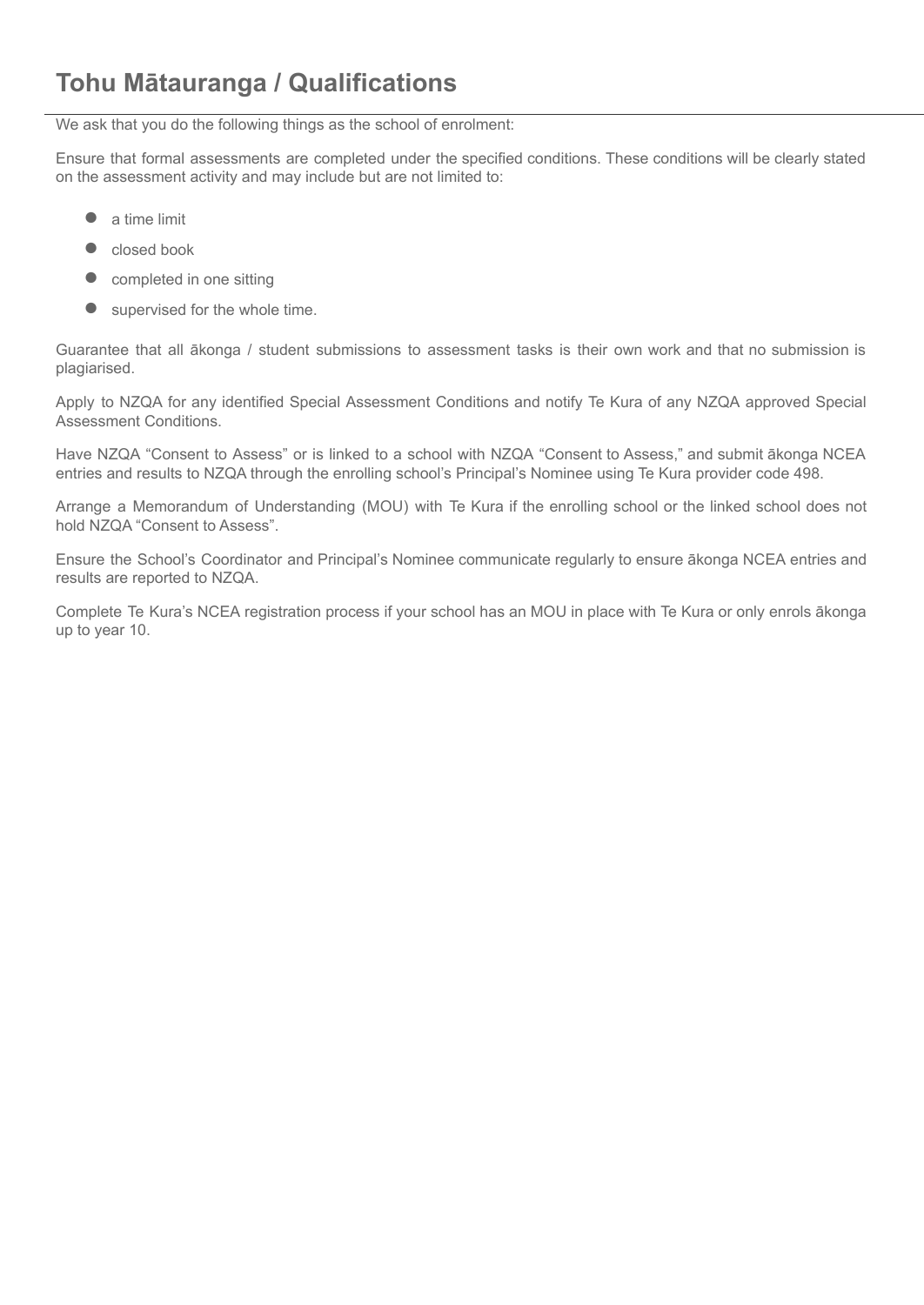# Tohu Mātauranga / Qualifications

We ask that you do the following things as the school of enrolment:

Ensure that formal assessments are completed under the specified conditions. These conditions will be clearly stated on the assessment activity and may include but are not limited to:

- a time limit
- closed book
- completed in one sitting
- supervised for the whole time.

Guarantee that all ākonga / student submissions to assessment tasks is their own work and that no submission is plagiarised.

Apply to NZQA for any identified Special Assessment Conditions and notify Te Kura of any NZQA approved Special Assessment Conditions.

Have NZQA "Consent to Assess" or is linked to a school with NZQA "Consent to Assess," and submit ākonga NCEA entries and results to NZQA through the enrolling school's Principal's Nominee using Te Kura provider code 498.

Arrange a Memorandum of Understanding (MOU) with Te Kura if the enrolling school or the linked school does not hold NZQA "Consent to Assess".

Ensure the School's Coordinator and Principal's Nominee communicate regularly to ensure ākonga NCEA entries and results are reported to NZQA.

Complete Te Kura's NCEA registration process if your school has an MOU in place with Te Kura or only enrols ākonga up to year 10.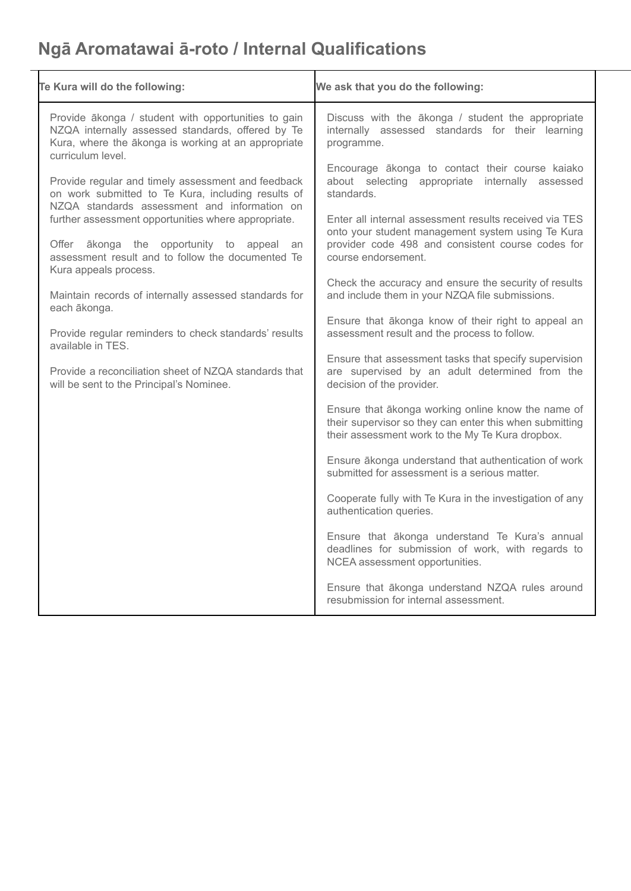## Ngā Aromatawai ā-roto / Internal Qualifications

| Te Kura will do the following: | We ask that you do the following: |
|---|---|
| Provide ākonga / student with opportunities to gain NZQA internally assessed standards, offered by Te Kura, where the ākonga is working at an appropriate curriculum level.<br><br>Provide regular and timely assessment and feedback on work submitted to Te Kura, including results of NZQA standards assessment and information on further assessment opportunities where appropriate.<br><br>Offer ākonga the opportunity to appeal an assessment result and to follow the documented Te Kura appeals process.<br><br>Maintain records of internally assessed standards for each ākonga.<br><br>Provide regular reminders to check standards' results available in TES.<br><br>Provide a reconciliation sheet of NZQA standards that will be sent to the Principal's Nominee. | Discuss with the ākonga / student the appropriate internally assessed standards for their learning programme.<br><br>Encourage ākonga to contact their course kaiako about selecting appropriate internally assessed standards.<br><br>Enter all internal assessment results received via TES onto your student management system using Te Kura provider code 498 and consistent course codes for course endorsement.<br><br>Check the accuracy and ensure the security of results and include them in your NZQA file submissions.<br><br>Ensure that ākonga know of their right to appeal an assessment result and the process to follow.<br><br>Ensure that assessment tasks that specify supervision are supervised by an adult determined from the decision of the provider.<br><br>Ensure that ākonga working online know the name of their supervisor so they can enter this when submitting their assessment work to the My Te Kura dropbox.<br><br>Ensure ākonga understand that authentication of work submitted for assessment is a serious matter.<br><br>Cooperate fully with Te Kura in the investigation of any authentication queries.<br><br>Ensure that ākonga understand Te Kura's annual deadlines for submission of work, with regards to NCEA assessment opportunities.<br><br>Ensure that ākonga understand NZQA rules around resubmission for internal assessment. |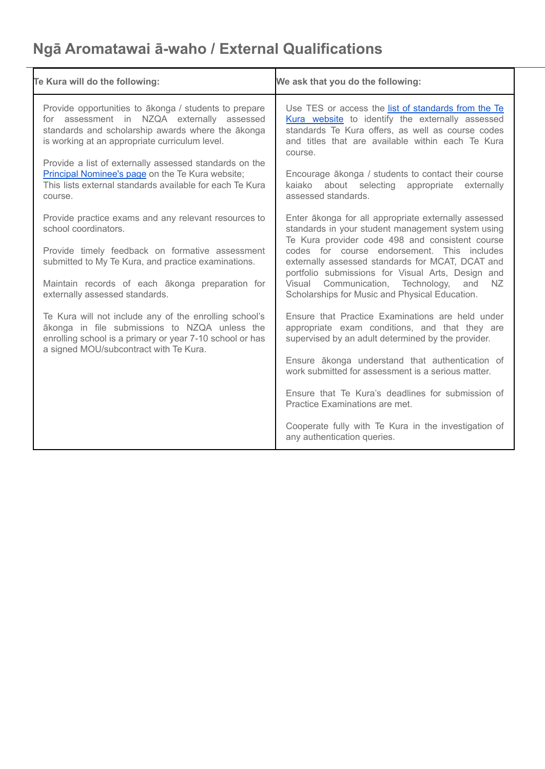## Ngā Aromatawai ā-waho / External Qualifications

| Te Kura will do the following: | We ask that you do the following: |
|---|---|
| Provide opportunities to ākonga / students to prepare for assessment in NZQA externally assessed standards and scholarship awards where the ākonga is working at an appropriate curriculum level.<br><br>Provide a list of externally assessed standards on the [Principal Nominee's page]() on the Te Kura website; This lists external standards available for each Te Kura course.<br><br>Provide practice exams and any relevant resources to school coordinators.<br><br>Provide timely feedback on formative assessment submitted to My Te Kura, and practice examinations.<br><br>Maintain records of each ākonga preparation for externally assessed standards.<br><br>Te Kura will not include any of the enrolling school's ākonga in file submissions to NZQA unless the enrolling school is a primary or year 7-10 school or has a signed MOU/subcontract with Te Kura. | Use TES or access the [list of standards from the Te Kura website]() to identify the externally assessed standards Te Kura offers, as well as course codes and titles that are available within each Te Kura course.<br><br>Encourage ākonga / students to contact their course kaiako about selecting appropriate externally assessed standards.<br><br>Enter ākonga for all appropriate externally assessed standards in your student management system using Te Kura provider code 498 and consistent course codes for course endorsement. This includes externally assessed standards for MCAT, DCAT and portfolio submissions for Visual Arts, Design and Visual Communication, Technology, and NZ Scholarships for Music and Physical Education.<br><br>Ensure that Practice Examinations are held under appropriate exam conditions, and that they are supervised by an adult determined by the provider.<br><br>Ensure ākonga understand that authentication of work submitted for assessment is a serious matter.<br><br>Ensure that Te Kura's deadlines for submission of Practice Examinations are met.<br><br>Cooperate fully with Te Kura in the investigation of any authentication queries. |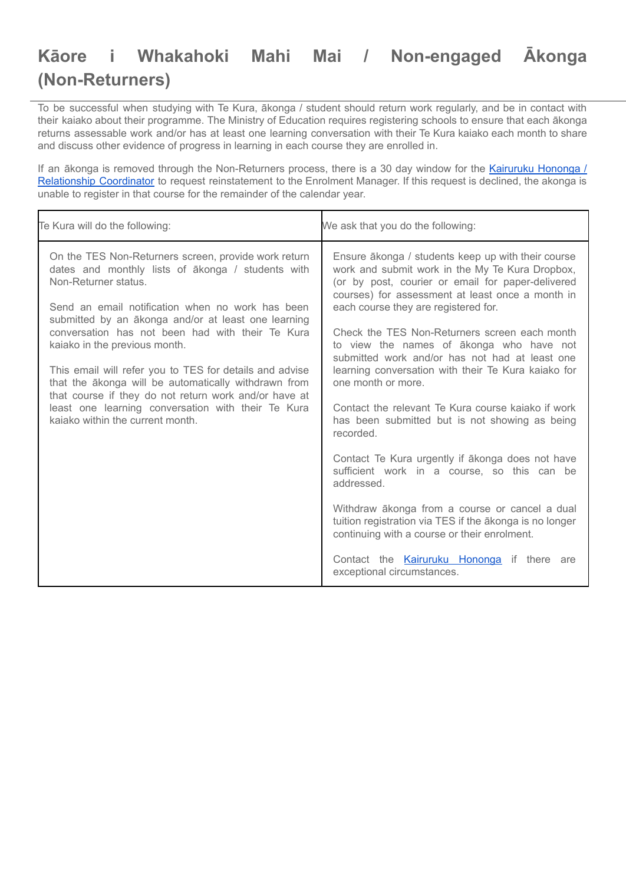# Kāore i Whakahoki Mahi Mai / Non-engaged Ākonga (Non-Returners)

To be successful when studying with Te Kura, ākonga / student should return work regularly, and be in contact with their kaiako about their programme. The Ministry of Education requires registering schools to ensure that each ākonga returns assessable work and/or has at least one learning conversation with their Te Kura kaiako each month to share and discuss other evidence of progress in learning in each course they are enrolled in.

If an ākonga is removed through the Non-Returners process, there is a 30 day window for the [Kairuruku Hononga / Relationship Coordinator]() to request reinstatement to the Enrolment Manager. If this request is declined, the akonga is unable to register in that course for the remainder of the calendar year.

| Te Kura will do the following: | We ask that you do the following: |
|---|---|
| On the TES Non-Returners screen, provide work return dates and monthly lists of ākonga / students with Non-Returner status.<br><br>Send an email notification when no work has been submitted by an ākonga and/or at least one learning conversation has not been had with their Te Kura kaiako in the previous month.<br><br>This email will refer you to TES for details and advise that the ākonga will be automatically withdrawn from that course if they do not return work and/or have at least one learning conversation with their Te Kura kaiako within the current month. | Ensure ākonga / students keep up with their course work and submit work in the My Te Kura Dropbox, (or by post, courier or email for paper-delivered courses) for assessment at least once a month in each course they are registered for.<br><br>Check the TES Non-Returners screen each month to view the names of ākonga who have not submitted work and/or has not had at least one learning conversation with their Te Kura kaiako for one month or more.<br><br>Contact the relevant Te Kura course kaiako if work has been submitted but is not showing as being recorded.<br><br>Contact Te Kura urgently if ākonga does not have sufficient work in a course, so this can be addressed.<br><br>Withdraw ākonga from a course or cancel a dual tuition registration via TES if the ākonga is no longer continuing with a course or their enrolment.<br><br>Contact the [Kairuruku Hononga]() if there are exceptional circumstances. |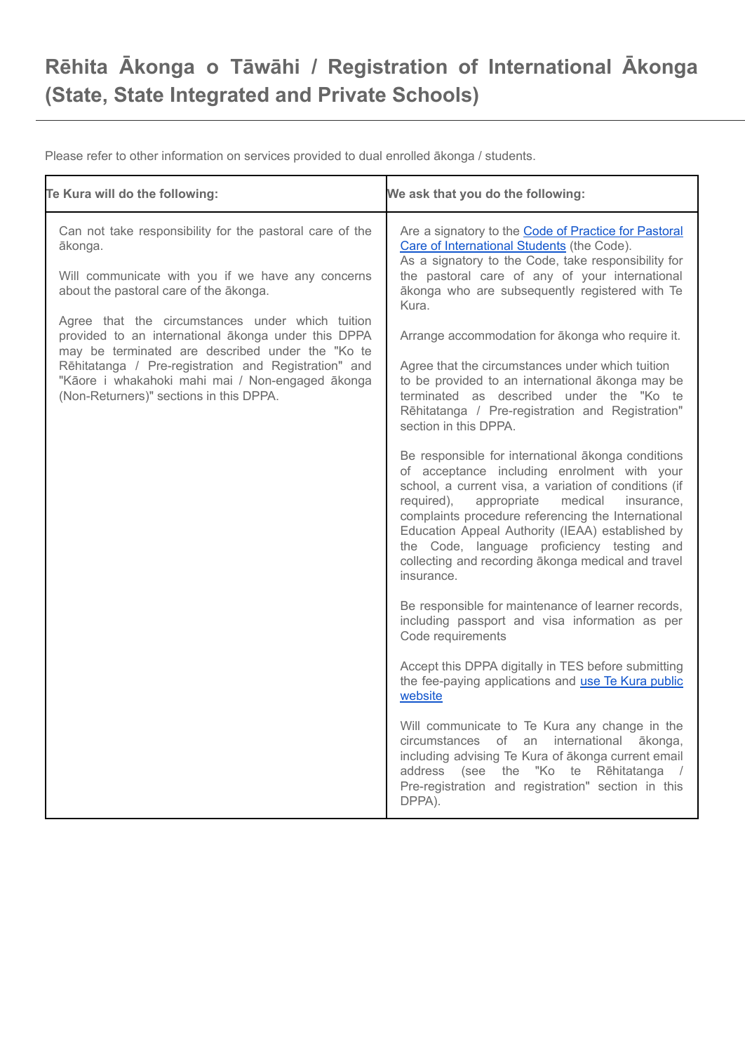# Rēhita Ākonga o Tāwāhi / Registration of International Ākonga (State, State Integrated and Private Schools)

Please refer to other information on services provided to dual enrolled ākonga / students.

| Te Kura will do the following: | We ask that you do the following: |
| --- | --- |
| Can not take responsibility for the pastoral care of the ākonga.<br><br>Will communicate with you if we have any concerns about the pastoral care of the ākonga.<br><br>Agree that the circumstances under which tuition provided to an international ākonga under this DPPA may be terminated are described under the "Ko te Rēhitatanga / Pre-registration and Registration" and "Kāore i whakahoki mahi mai / Non-engaged ākonga (Non-Returners)" sections in this DPPA. | Are a signatory to the [Code of Practice for Pastoral Care of International Students](#) (the Code). As a signatory to the Code, take responsibility for the pastoral care of any of your international ākonga who are subsequently registered with Te Kura.<br><br>Arrange accommodation for ākonga who require it.<br><br>Agree that the circumstances under which tuition to be provided to an international ākonga may be terminated as described under the "Ko te Rēhitatanga / Pre-registration and Registration" section in this DPPA.<br><br>Be responsible for international ākonga conditions of acceptance including enrolment with your school, a current visa, a variation of conditions (if required), appropriate medical insurance, complaints procedure referencing the International Education Appeal Authority (IEAA) established by the Code, language proficiency testing and collecting and recording ākonga medical and travel insurance.<br><br>Be responsible for maintenance of learner records, including passport and visa information as per Code requirements<br><br>Accept this DPPA digitally in TES before submitting the fee-paying applications and [use Te Kura public website](#)<br><br>Will communicate to Te Kura any change in the circumstances of an international ākonga, including advising Te Kura of ākonga current email address (see the "Ko te Rēhitatanga / Pre-registration and registration" section in this DPPA). |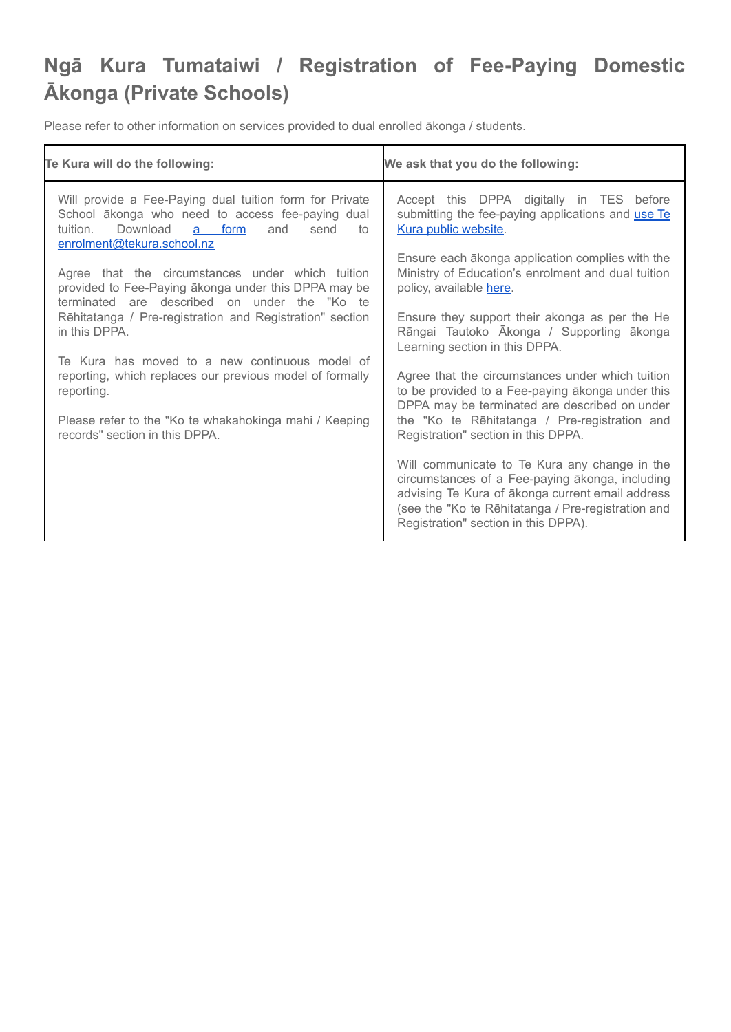# Ngā Kura Tumataiwi / Registration of Fee-Paying Domestic Ākonga (Private Schools)

Please refer to other information on services provided to dual enrolled ākonga / students.

| Te Kura will do the following: | We ask that you do the following: |
|---|---|
| Will provide a Fee-Paying dual tuition form for Private School ākonga who need to access fee-paying dual tuition. Download a form and send to enrolment@tekura.school.nz<br><br>Agree that the circumstances under which tuition provided to Fee-Paying ākonga under this DPPA may be terminated are described on under the "Ko te Rēhitatanga / Pre-registration and Registration" section in this DPPA.<br><br>Te Kura has moved to a new continuous model of reporting, which replaces our previous model of formally reporting.<br><br>Please refer to the "Ko te whakahokinga mahi / Keeping records" section in this DPPA. | Accept this DPPA digitally in TES before submitting the fee-paying applications and use Te Kura public website.<br><br>Ensure each ākonga application complies with the Ministry of Education's enrolment and dual tuition policy, available here.<br><br>Ensure they support their akonga as per the He Rāngai Tautoko Ākonga / Supporting ākonga Learning section in this DPPA.<br><br>Agree that the circumstances under which tuition to be provided to a Fee-paying ākonga under this DPPA may be terminated are described on under the "Ko te Rēhitatanga / Pre-registration and Registration" section in this DPPA.<br><br>Will communicate to Te Kura any change in the circumstances of a Fee-paying ākonga, including advising Te Kura of ākonga current email address (see the "Ko te Rēhitatanga / Pre-registration and Registration" section in this DPPA). |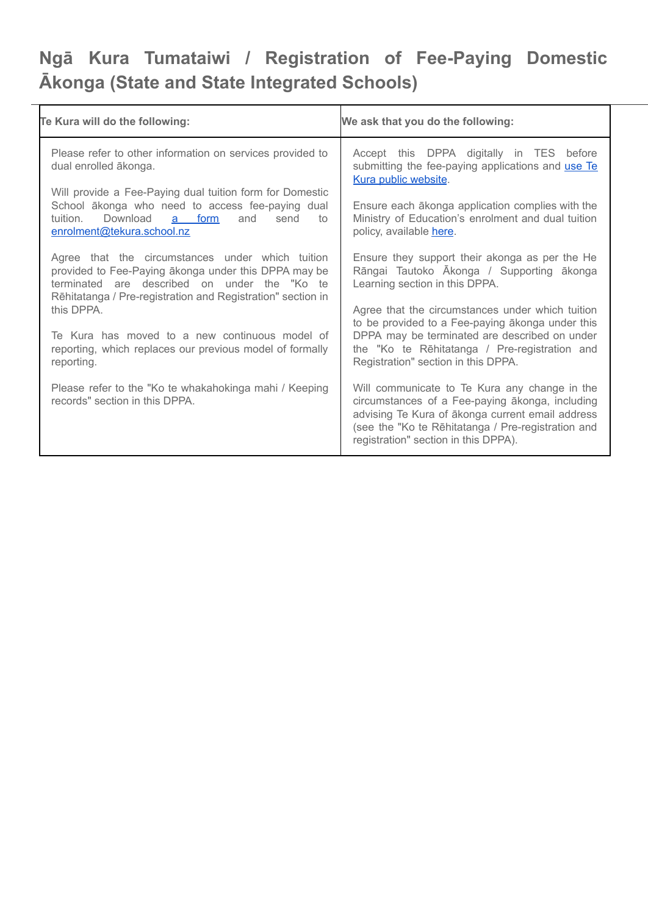## Ngā Kura Tumataiwi / Registration of Fee-Paying Domestic Ākonga (State and State Integrated Schools)

| Te Kura will do the following: | We ask that you do the following: |
| --- | --- |
| Please refer to other information on services provided to dual enrolled ākonga.<br><br>Will provide a Fee-Paying dual tuition form for Domestic School ākonga who need to access fee-paying dual tuition. Download [a form](#) and send to [enrolment@tekura.school.nz](mailto:enrolment@tekura.school.nz)<br><br>Agree that the circumstances under which tuition provided to Fee-Paying ākonga under this DPPA may be terminated are described on under the "Ko te Rēhitatanga / Pre-registration and Registration" section in this DPPA.<br><br>Te Kura has moved to a new continuous model of reporting, which replaces our previous model of formally reporting.<br><br>Please refer to the "Ko te whakahokinga mahi / Keeping records" section in this DPPA. | Accept this DPPA digitally in TES before submitting the fee-paying applications and [use Te Kura public website](#).<br><br>Ensure each ākonga application complies with the Ministry of Education's enrolment and dual tuition policy, available [here](#).<br><br>Ensure they support their akonga as per the He Rāngai Tautoko Ākonga / Supporting ākonga Learning section in this DPPA.<br><br>Agree that the circumstances under which tuition to be provided to a Fee-paying ākonga under this DPPA may be terminated are described on under the "Ko te Rēhitatanga / Pre-registration and Registration" section in this DPPA.<br><br>Will communicate to Te Kura any change in the circumstances of a Fee-paying ākonga, including advising Te Kura of ākonga current email address (see the "Ko te Rēhitatanga / Pre-registration and registration" section in this DPPA). |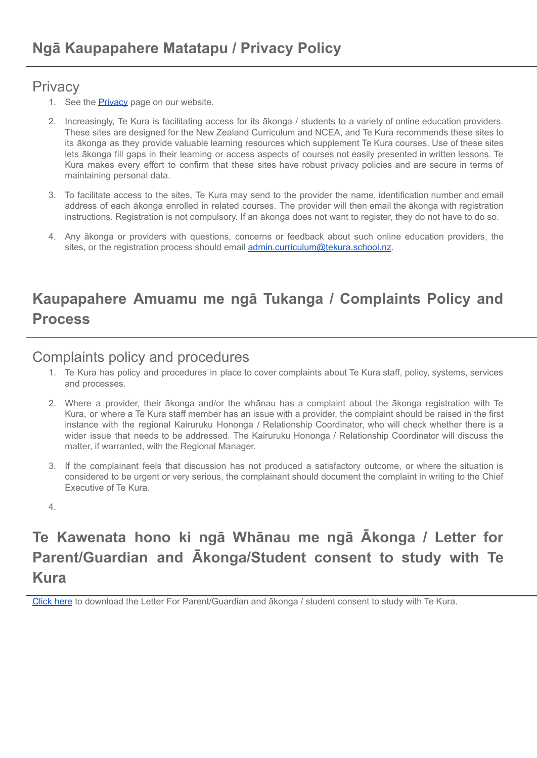# Ngā Kaupapahere Matatapu / Privacy Policy

## Privacy

1. See the Privacy page on our website.

2. Increasingly, Te Kura is facilitating access for its ākonga / students to a variety of online education providers. These sites are designed for the New Zealand Curriculum and NCEA, and Te Kura recommends these sites to its ākonga as they provide valuable learning resources which supplement Te Kura courses. Use of these sites lets ākonga fill gaps in their learning or access aspects of courses not easily presented in written lessons. Te Kura makes every effort to confirm that these sites have robust privacy policies and are secure in terms of maintaining personal data.

3. To facilitate access to the sites, Te Kura may send to the provider the name, identification number and email address of each ākonga enrolled in related courses. The provider will then email the ākonga with registration instructions. Registration is not compulsory. If an ākonga does not want to register, they do not have to do so.

4. Any ākonga or providers with questions, concerns or feedback about such online education providers, the sites, or the registration process should email admin.curriculum@tekura.school.nz.

# Kaupapahere Amuamu me ngā Tukanga / Complaints Policy and Process

## Complaints policy and procedures

1. Te Kura has policy and procedures in place to cover complaints about Te Kura staff, policy, systems, services and processes.

2. Where a provider, their ākonga and/or the whānau has a complaint about the ākonga registration with Te Kura, or where a Te Kura staff member has an issue with a provider, the complaint should be raised in the first instance with the regional Kairuruku Hononga / Relationship Coordinator, who will check whether there is a wider issue that needs to be addressed. The Kairuruku Hononga / Relationship Coordinator will discuss the matter, if warranted, with the Regional Manager.

3. If the complainant feels that discussion has not produced a satisfactory outcome, or where the situation is considered to be urgent or very serious, the complainant should document the complaint in writing to the Chief Executive of Te Kura.

4.

# Te Kawenata hono ki ngā Whānau me ngā Ākonga / Letter for Parent/Guardian and Ākonga/Student consent to study with Te Kura

Click here to download the Letter For Parent/Guardian and ākonga / student consent to study with Te Kura.